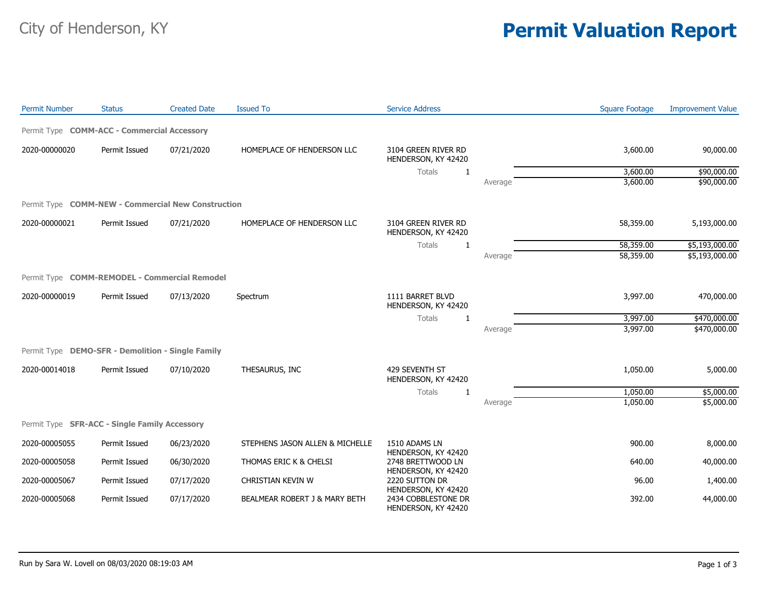City of Henderson, KY

# Permit Valuation Report

| Permit Number | Status | Created Date | Issued To | Service Address | | Square Footage | Improvement Value |
|---|---|---|---|---|---|---|---|
| Permit Type **COMM-ACC - Commercial Accessory** | | | | | | | |
| 2020-00000020 | Permit Issued | 07/21/2020 | HOMEPLACE OF HENDERSON LLC | 3104 GREEN RIVER RD HENDERSON, KY 42420 | | 3,600.00 | 90,000.00 |
| | | | | Totals 1 | | 3,600.00 | $90,000.00 |
| | | | | | Average | 3,600.00 | $90,000.00 |
| Permit Type **COMM-NEW - Commercial New Construction** | | | | | | | |
| 2020-00000021 | Permit Issued | 07/21/2020 | HOMEPLACE OF HENDERSON LLC | 3104 GREEN RIVER RD HENDERSON, KY 42420 | | 58,359.00 | 5,193,000.00 |
| | | | | Totals 1 | | 58,359.00 | $5,193,000.00 |
| | | | | | Average | 58,359.00 | $5,193,000.00 |
| Permit Type **COMM-REMODEL - Commercial Remodel** | | | | | | | |
| 2020-00000019 | Permit Issued | 07/13/2020 | Spectrum | 1111 BARRET BLVD HENDERSON, KY 42420 | | 3,997.00 | 470,000.00 |
| | | | | Totals 1 | | 3,997.00 | $470,000.00 |
| | | | | | Average | 3,997.00 | $470,000.00 |
| Permit Type **DEMO-SFR - Demolition - Single Family** | | | | | | | |
| 2020-00014018 | Permit Issued | 07/10/2020 | THESAURUS, INC | 429 SEVENTH ST HENDERSON, KY 42420 | | 1,050.00 | 5,000.00 |
| | | | | Totals 1 | | 1,050.00 | $5,000.00 |
| | | | | | Average | 1,050.00 | $5,000.00 |
| Permit Type **SFR-ACC - Single Family Accessory** | | | | | | | |
| 2020-00005055 | Permit Issued | 06/23/2020 | STEPHENS JASON ALLEN & MICHELLE | 1510 ADAMS LN HENDERSON, KY 42420 | | 900.00 | 8,000.00 |
| 2020-00005058 | Permit Issued | 06/30/2020 | THOMAS ERIC K & CHELSI | 2748 BRETTWOOD LN HENDERSON, KY 42420 | | 640.00 | 40,000.00 |
| 2020-00005067 | Permit Issued | 07/17/2020 | CHRISTIAN KEVIN W | 2220 SUTTON DR HENDERSON, KY 42420 | | 96.00 | 1,400.00 |
| 2020-00005068 | Permit Issued | 07/17/2020 | BEALMEAR ROBERT J & MARY BETH | 2434 COBBLESTONE DR HENDERSON, KY 42420 | | 392.00 | 44,000.00 |

Run by Sara W. Lovell on 08/03/2020 08:19:03 AM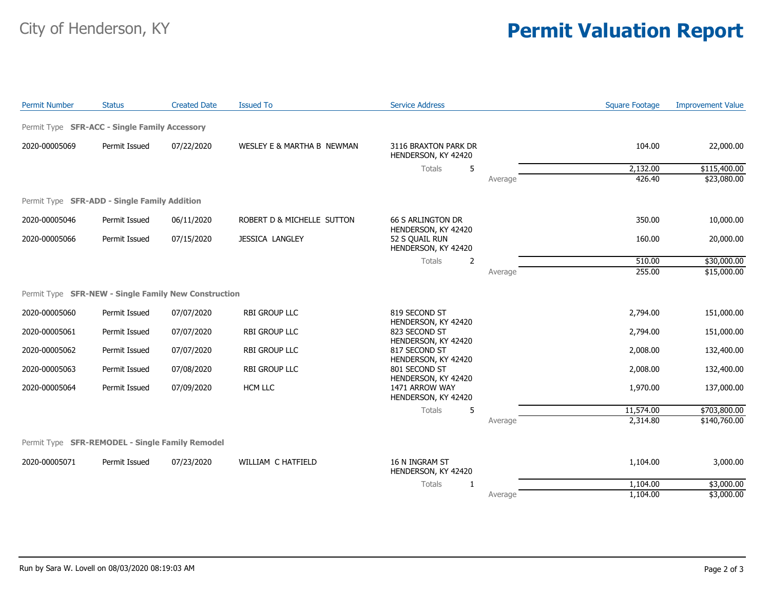City of Henderson, KY

# Permit Valuation Report

| Permit Number | Status | Created Date | Issued To | Service Address | | Square Footage | Improvement Value |
|---|---|---|---|---|---|---|---|
| Permit Type **SFR-ACC - Single Family Accessory** | | | | | | | |
| 2020-00005069 | Permit Issued | 07/22/2020 | WESLEY E & MARTHA B NEWMAN | 3116 BRAXTON PARK DR HENDERSON, KY 42420 | | 104.00 | 22,000.00 |
| | | | | Totals 5 | | 2,132.00 | $115,400.00 |
| | | | | | Average | 426.40 | $23,080.00 |
| Permit Type **SFR-ADD - Single Family Addition** | | | | | | | |
| 2020-00005046 | Permit Issued | 06/11/2020 | ROBERT D & MICHELLE SUTTON | 66 S ARLINGTON DR HENDERSON, KY 42420 | | 350.00 | 10,000.00 |
| 2020-00005066 | Permit Issued | 07/15/2020 | JESSICA LANGLEY | 52 S QUAIL RUN HENDERSON, KY 42420 | | 160.00 | 20,000.00 |
| | | | | Totals 2 | | 510.00 | $30,000.00 |
| | | | | | Average | 255.00 | $15,000.00 |
| Permit Type **SFR-NEW - Single Family New Construction** | | | | | | | |
| 2020-00005060 | Permit Issued | 07/07/2020 | RBI GROUP LLC | 819 SECOND ST HENDERSON, KY 42420 | | 2,794.00 | 151,000.00 |
| 2020-00005061 | Permit Issued | 07/07/2020 | RBI GROUP LLC | 823 SECOND ST HENDERSON, KY 42420 | | 2,794.00 | 151,000.00 |
| 2020-00005062 | Permit Issued | 07/07/2020 | RBI GROUP LLC | 817 SECOND ST HENDERSON, KY 42420 | | 2,008.00 | 132,400.00 |
| 2020-00005063 | Permit Issued | 07/08/2020 | RBI GROUP LLC | 801 SECOND ST HENDERSON, KY 42420 | | 2,008.00 | 132,400.00 |
| 2020-00005064 | Permit Issued | 07/09/2020 | HCM LLC | 1471 ARROW WAY HENDERSON, KY 42420 | | 1,970.00 | 137,000.00 |
| | | | | Totals 5 | | 11,574.00 | $703,800.00 |
| | | | | | Average | 2,314.80 | $140,760.00 |
| Permit Type **SFR-REMODEL - Single Family Remodel** | | | | | | | |
| 2020-00005071 | Permit Issued | 07/23/2020 | WILLIAM C HATFIELD | 16 N INGRAM ST HENDERSON, KY 42420 | | 1,104.00 | 3,000.00 |
| | | | | Totals 1 | | 1,104.00 | $3,000.00 |
| | | | | | Average | 1,104.00 | $3,000.00 |

Run by Sara W. Lovell on 08/03/2020 08:19:03 AM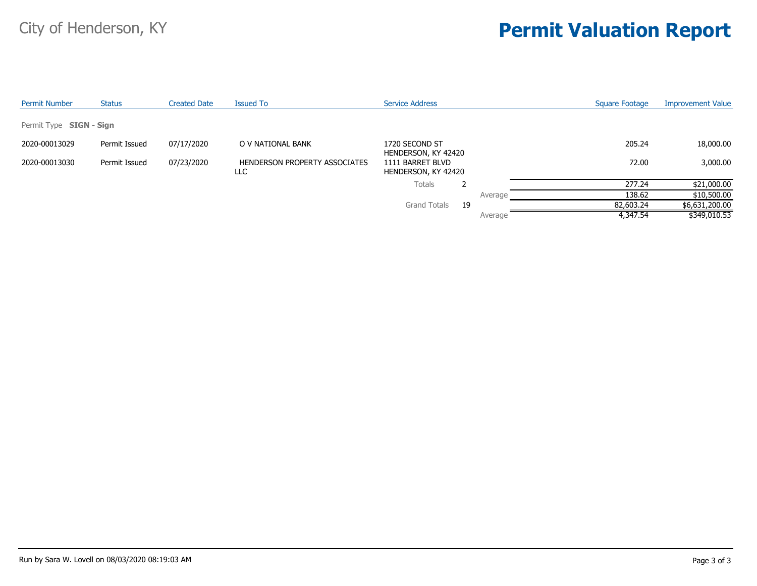City of Henderson, KY

# Permit Valuation Report

| Permit Number | Status | Created Date | Issued To | Service Address | | | Square Footage | Improvement Value |
|---|---|---|---|---|---|---|---|---|
| Permit Type **SIGN - Sign** | | | | | | | | |
| 2020-00013029 | Permit Issued | 07/17/2020 | O V NATIONAL BANK | 1720 SECOND ST HENDERSON, KY 42420 | | | 205.24 | 18,000.00 |
| 2020-00013030 | Permit Issued | 07/23/2020 | HENDERSON PROPERTY ASSOCIATES LLC | 1111 BARRET BLVD HENDERSON, KY 42420 | | | 72.00 | 3,000.00 |
| | | | | Totals | 2 | | 277.24 | $21,000.00 |
| | | | | | | Average | 138.62 | $10,500.00 |
| | | | | Grand Totals | 19 | | 82,603.24 | $6,631,200.00 |
| | | | | | | Average | 4,347.54 | $349,010.53 |

Run by Sara W. Lovell on 08/03/2020 08:19:03 AM